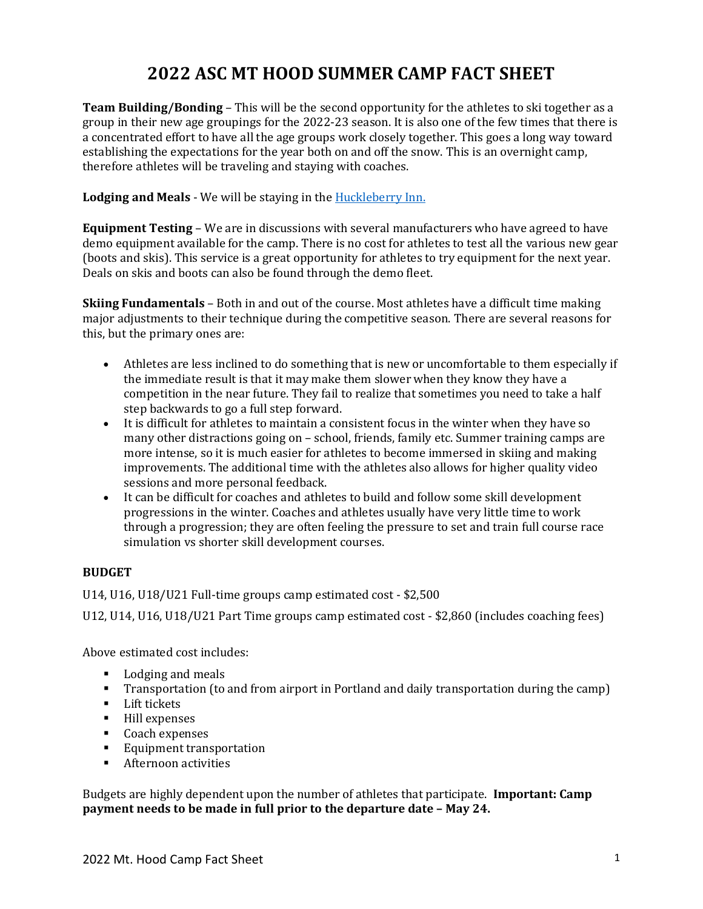# 2022 ASC MT HOOD SUMMER CAMP FACT SHEET

**Team Building/Bonding** – This will be the second opportunity for the athletes to ski together as a group in their new age groupings for the 2022-23 season. It is also one of the few times that there is a concentrated effort to have all the age groups work closely together. This goes a long way toward establishing the expectations for the year both on and off the snow. This is an overnight camp, therefore athletes will be traveling and staying with coaches.

**Lodging and Meals** - We will be staying in the Huckleberry Inn.

**Equipment Testing** – We are in discussions with several manufacturers who have agreed to have demo equipment available for the camp. There is no cost for athletes to test all the various new gear (boots and skis). This service is a great opportunity for athletes to try equipment for the next year. Deals on skis and boots can also be found through the demo fleet.

**Skiing Fundamentals** – Both in and out of the course. Most athletes have a difficult time making major adjustments to their technique during the competitive season. There are several reasons for this, but the primary ones are:

- Athletes are less inclined to do something that is new or uncomfortable to them especially if the immediate result is that it may make them slower when they know they have a competition in the near future. They fail to realize that sometimes you need to take a half step backwards to go a full step forward.
- It is difficult for athletes to maintain a consistent focus in the winter when they have so many other distractions going on – school, friends, family etc. Summer training camps are more intense, so it is much easier for athletes to become immersed in skiing and making improvements. The additional time with the athletes also allows for higher quality video sessions and more personal feedback.
- It can be difficult for coaches and athletes to build and follow some skill development progressions in the winter. Coaches and athletes usually have very little time to work through a progression; they are often feeling the pressure to set and train full course race simulation vs shorter skill development courses.

**BUDGET**

U14, U16, U18/U21 Full-time groups camp estimated cost - $2,500

U12, U14, U16, U18/U21 Part Time groups camp estimated cost - $2,860 (includes coaching fees)

Above estimated cost includes:

- Lodging and meals
- Transportation (to and from airport in Portland and daily transportation during the camp)
- Lift tickets
- Hill expenses
- Coach expenses
- Equipment transportation
- Afternoon activities

Budgets are highly dependent upon the number of athletes that participate. **Important: Camp payment needs to be made in full prior to the departure date – May 24.**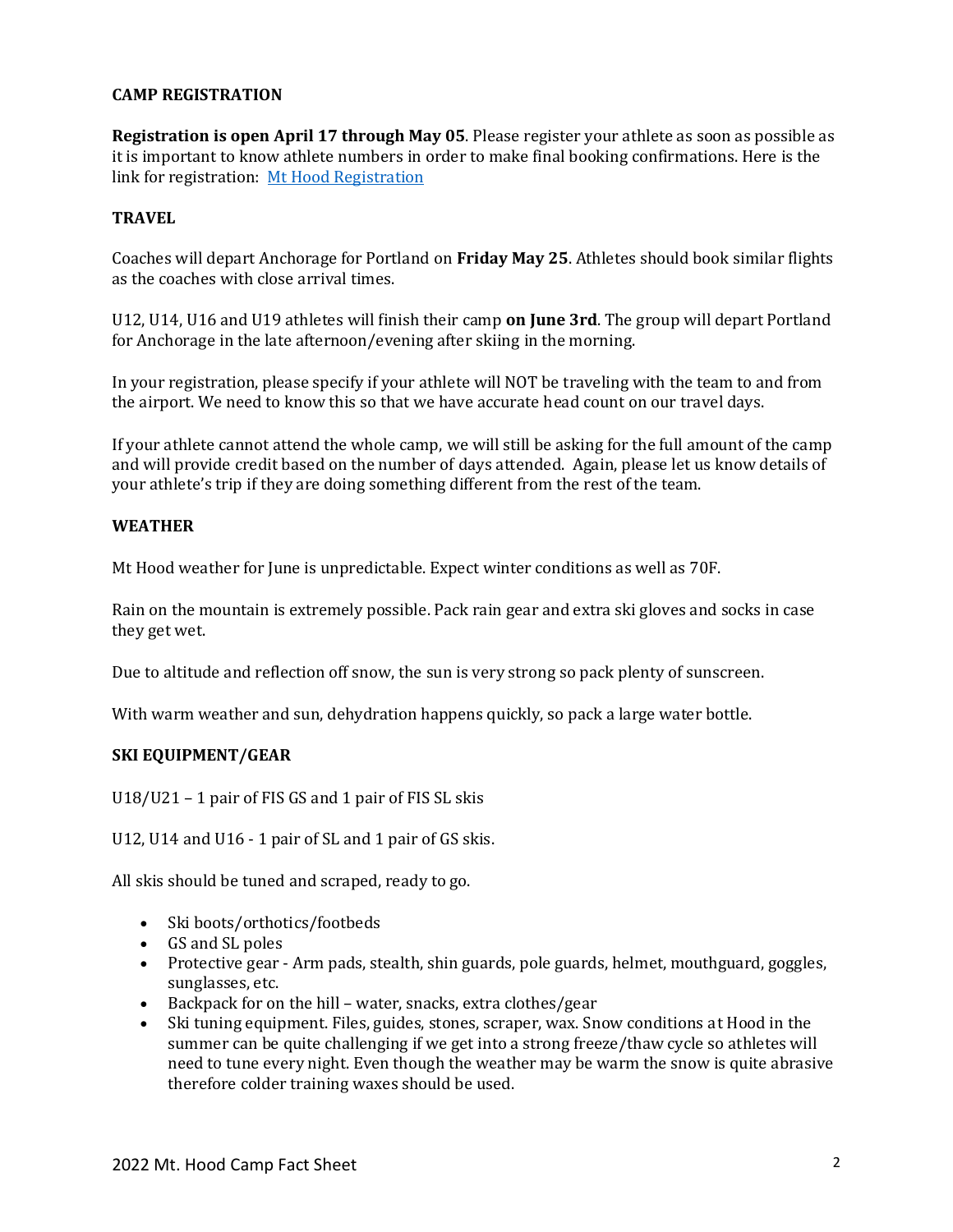## CAMP REGISTRATION

**Registration is open April 17 through May 05**. Please register your athlete as soon as possible as it is important to know athlete numbers in order to make final booking confirmations. Here is the link for registration: [Mt Hood Registration]()

## TRAVEL

Coaches will depart Anchorage for Portland on **Friday May 25**. Athletes should book similar flights as the coaches with close arrival times.

U12, U14, U16 and U19 athletes will finish their camp **on June 3rd**. The group will depart Portland for Anchorage in the late afternoon/evening after skiing in the morning.

In your registration, please specify if your athlete will NOT be traveling with the team to and from the airport. We need to know this so that we have accurate head count on our travel days.

If your athlete cannot attend the whole camp, we will still be asking for the full amount of the camp and will provide credit based on the number of days attended. Again, please let us know details of your athlete's trip if they are doing something different from the rest of the team.

## WEATHER

Mt Hood weather for June is unpredictable. Expect winter conditions as well as 70F.

Rain on the mountain is extremely possible. Pack rain gear and extra ski gloves and socks in case they get wet.

Due to altitude and reflection off snow, the sun is very strong so pack plenty of sunscreen.

With warm weather and sun, dehydration happens quickly, so pack a large water bottle.

## SKI EQUIPMENT/GEAR

U18/U21 – 1 pair of FIS GS and 1 pair of FIS SL skis

U12, U14 and U16 - 1 pair of SL and 1 pair of GS skis.

All skis should be tuned and scraped, ready to go.

- Ski boots/orthotics/footbeds
- GS and SL poles
- Protective gear - Arm pads, stealth, shin guards, pole guards, helmet, mouthguard, goggles, sunglasses, etc.
- Backpack for on the hill – water, snacks, extra clothes/gear
- Ski tuning equipment. Files, guides, stones, scraper, wax. Snow conditions at Hood in the summer can be quite challenging if we get into a strong freeze/thaw cycle so athletes will need to tune every night. Even though the weather may be warm the snow is quite abrasive therefore colder training waxes should be used.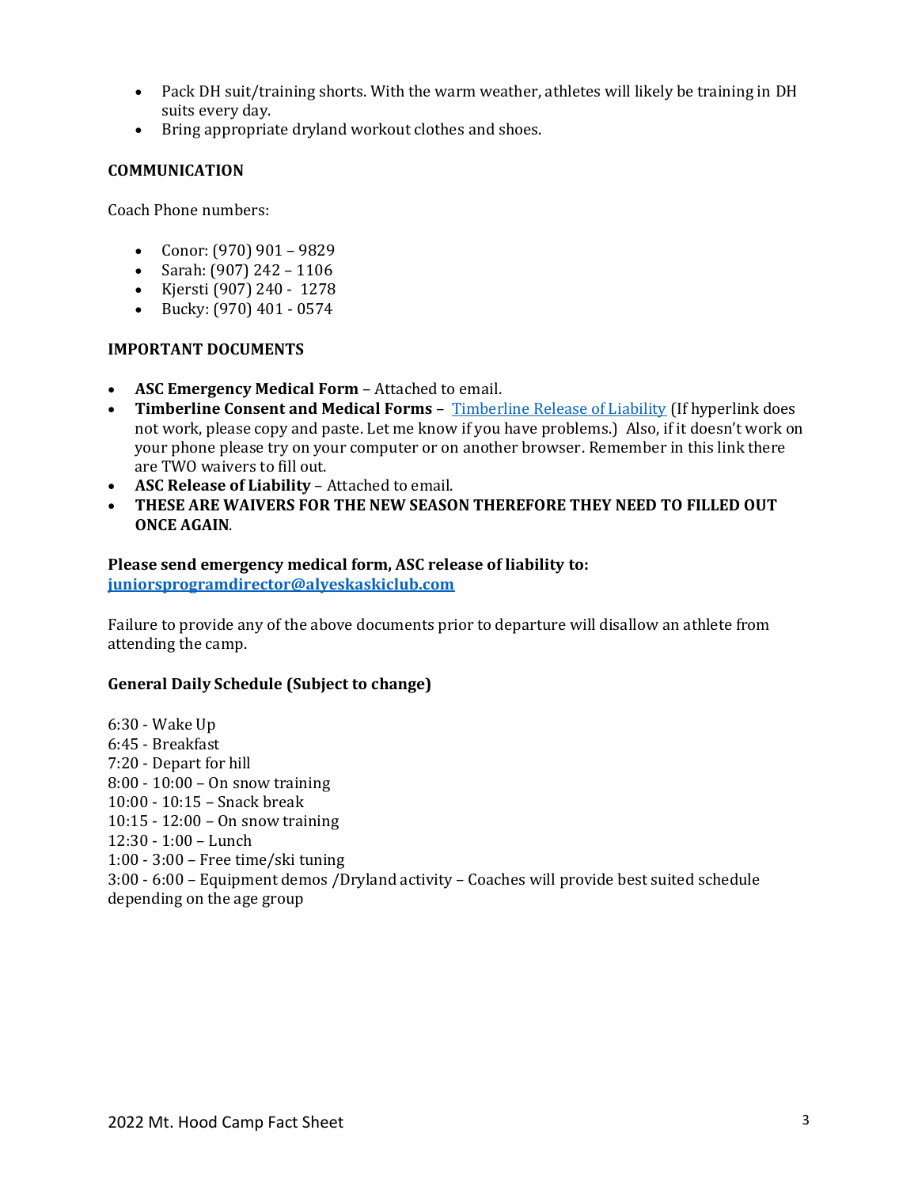- Pack DH suit/training shorts. With the warm weather, athletes will likely be training in DH suits every day.
- Bring appropriate dryland workout clothes and shoes.

**COMMUNICATION**

Coach Phone numbers:

- Conor: (970) 901 – 9829
- Sarah: (907) 242 – 1106
- Kjersti (907) 240 - 1278
- Bucky: (970) 401 - 0574

**IMPORTANT DOCUMENTS**

- **ASC Emergency Medical Form** – Attached to email.
- **Timberline Consent and Medical Forms** – [Timberline Release of Liability](Timberline Release of Liability) (If hyperlink does not work, please copy and paste. Let me know if you have problems.) Also, if it doesn't work on your phone please try on your computer or on another browser. Remember in this link there are TWO waivers to fill out.
- **ASC Release of Liability** – Attached to email.
- **THESE ARE WAIVERS FOR THE NEW SEASON THEREFORE THEY NEED TO FILLED OUT ONCE AGAIN**.

**Please send emergency medical form, ASC release of liability to:**
**juniorsprogramdirector@alyeskaskiclub.com**

Failure to provide any of the above documents prior to departure will disallow an athlete from attending the camp.

**General Daily Schedule (Subject to change)**

6:30 - Wake Up
6:45 - Breakfast
7:20 - Depart for hill
8:00 - 10:00 – On snow training
10:00 - 10:15 – Snack break
10:15 - 12:00 – On snow training
12:30 - 1:00 – Lunch
1:00 - 3:00 – Free time/ski tuning
3:00 - 6:00 – Equipment demos /Dryland activity – Coaches will provide best suited schedule depending on the age group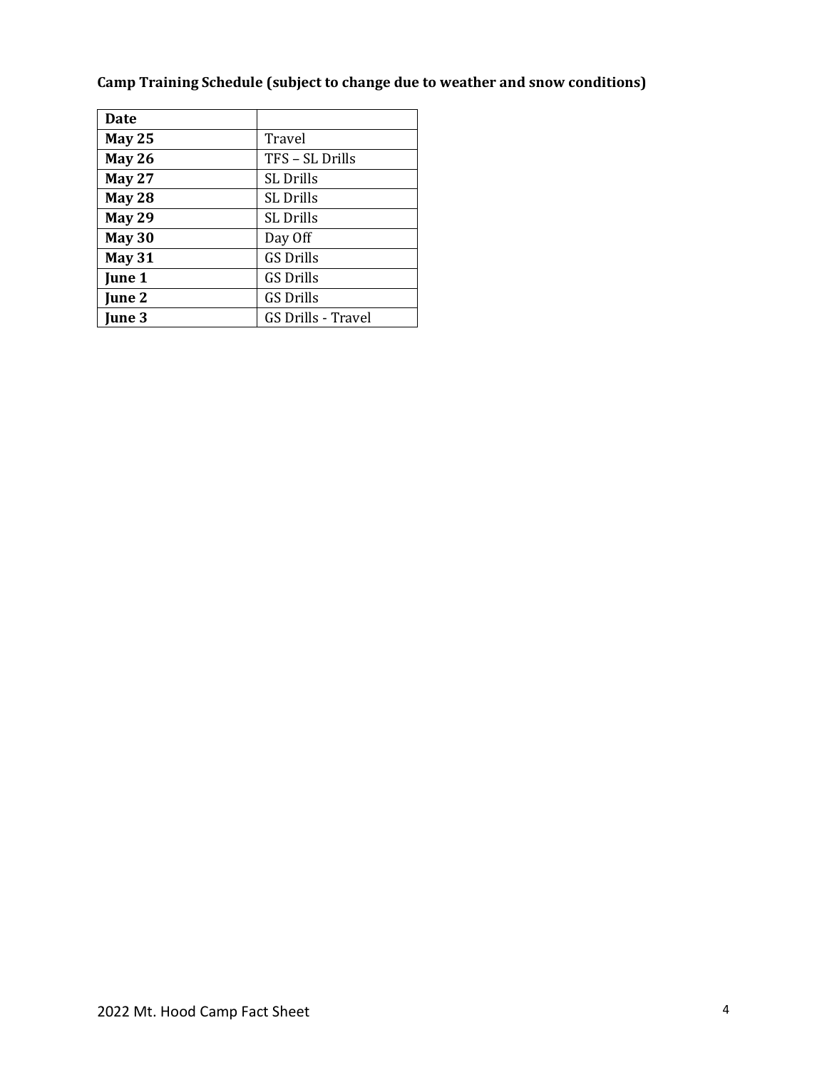**Camp Training Schedule (subject to change due to weather and snow conditions)**

| Date | |
|---|---|
| **May 25** | Travel |
| **May 26** | TFS – SL Drills |
| **May 27** | SL Drills |
| **May 28** | SL Drills |
| **May 29** | SL Drills |
| **May 30** | Day Off |
| **May 31** | GS Drills |
| **June 1** | GS Drills |
| **June 2** | GS Drills |
| **June 3** | GS Drills - Travel |